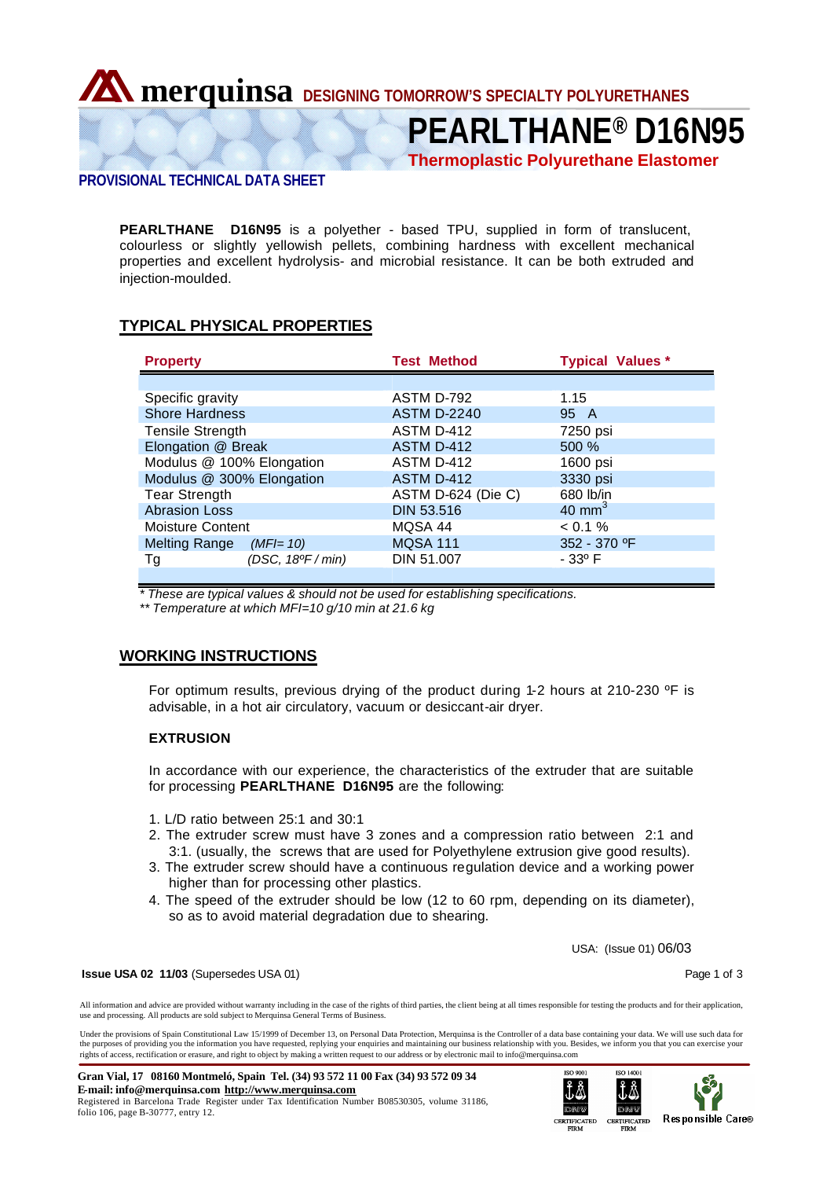merquinsa DESIGNING TOMORROW'S SPECIALTY POLYURETHANES

# PEARLTHANE® D16N95

## Thermoplastic Polyurethane Elastomer

**PROVISIONAL TECHNICAL DATA SHEET**

**PEARLTHANE D16N95** is a polyether - based TPU, supplied in form of translucent, colourless or slightly yellowish pellets, combining hardness with excellent mechanical properties and excellent hydrolysis- and microbial resistance. It can be both extruded and injection-moulded.

## TYPICAL PHYSICAL PROPERTIES

| Property | | Test Method | Typical Values * |
|---|---|---|---|
| Specific gravity | | ASTM D-792 | 1.15 |
| Shore Hardness | | ASTM D-2240 | 95 A |
| Tensile Strength | | ASTM D-412 | 7250 psi |
| Elongation @ Break | | ASTM D-412 | 500 % |
| Modulus @ 100% Elongation | | ASTM D-412 | 1600 psi |
| Modulus @ 300% Elongation | | ASTM D-412 | 3330 psi |
| Tear Strength | | ASTM D-624 (Die C) | 680 lb/in |
| Abrasion Loss | | DIN 53.516 | 40 $mm^3$ |
| Moisture Content | | MQSA 44 | < 0.1 % |
| Melting Range | *(MFI= 10)* | MQSA 111 | 352 - 370 ºF |
| Tg | *(DSC, 18ºF / min)* | DIN 51.007 | - 33º F |

*\* These are typical values & should not be used for establishing specifications.*
*\*\* Temperature at which MFI=10 g/10 min at 21.6 kg*

## WORKING INSTRUCTIONS

For optimum results, previous drying of the product during 1-2 hours at 210-230 ºF is advisable, in a hot air circulatory, vacuum or desiccant-air dryer.

### EXTRUSION

In accordance with our experience, the characteristics of the extruder that are suitable for processing **PEARLTHANE D16N95** are the following:

1. L/D ratio between 25:1 and 30:1
2. The extruder screw must have 3 zones and a compression ratio between 2:1 and 3:1. (usually, the screws that are used for Polyethylene extrusion give good results).
3. The extruder screw should have a continuous regulation device and a working power higher than for processing other plastics.
4. The speed of the extruder should be low (12 to 60 rpm, depending on its diameter), so as to avoid material degradation due to shearing.

USA: (Issue 01) 06/03

**Issue USA 02 11/03** (Supersedes USA 01)

All information and advice are provided without warranty including in the case of the rights of third parties, the client being at all times responsible for testing the products and for their application, use and processing. All products are sold subject to Merquinsa General Terms of Business.

Under the provisions of Spain Constitutional Law 15/1999 of December 13, on Personal Data Protection, Merquinsa is the Controller of a data base containing your data. We will use such data for the purposes of providing you the information you have requested, replying your enquiries and maintaining our business relationship with you. Besides, we inform you that you can exercise your rights of access, rectification or erasure, and right to object by making a written request to our address or by electronic mail to info@merquinsa.com

**Gran Vial, 17 08160 Montmeló, Spain Tel. (34) 93 572 11 00 Fax (34) 93 572 09 34**
**E-mail: info@merquinsa.com http://www.merquinsa.com**
Registered in Barcelona Trade Register under Tax Identification Number B08530305, volume 31186, folio 106, page B-30777, entry 12.

ISO 9001 CERTIFICATED FIRM ISO 14001 CERTIFICATED FIRM Responsible Care®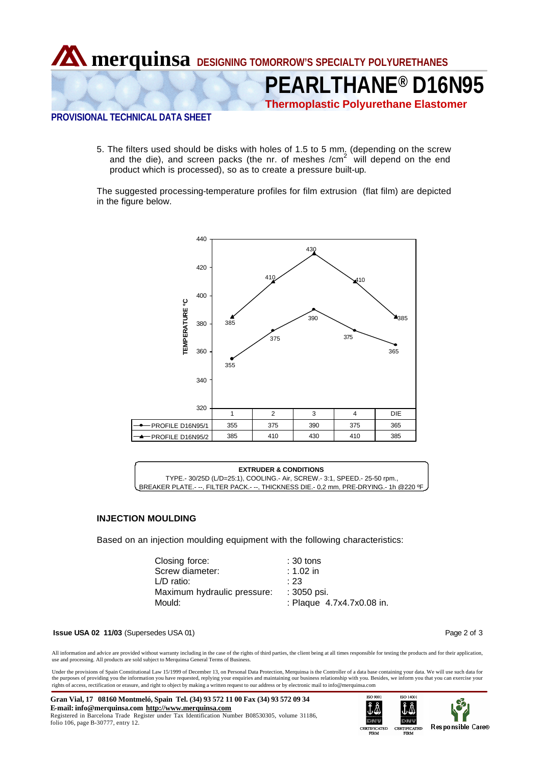5. The filters used should be disks with holes of 1.5 to 5 mm. (depending on the screw and the die), and screen packs (the nr. of meshes /$cm^2$ will depend on the end product which is processed), so as to create a pressure built-up.

The suggested processing-temperature profiles for film extrusion (flat film) are depicted in the figure below.

| TEMPERATURE °C | 1 | 2 | 3 | 4 | DIE |
|---|---|---|---|---|---|
| PROFILE D16N95/1 | 355 | 375 | 390 | 375 | 365 |
| PROFILE D16N95/2 | 385 | 410 | 430 | 410 | 385 |

**EXTRUDER & CONDITIONS**

TYPE.- 30/25D (L/D=25:1), COOLING.- Air, SCREW.- 3:1, SPEED.- 25-50 rpm., BREAKER PLATE.- --, FILTER PACK.- --, THICKNESS DIE.- 0,2 mm, PRE-DRYING.- 1h @220 ºF

### INJECTION MOULDING

Based on an injection moulding equipment with the following characteristics:

| | |
|---|---|
| Closing force: | : 30 tons |
| Screw diameter: | : 1.02 in |
| L/D ratio: | : 23 |
| Maximum hydraulic pressure: | : 3050 psi. |
| Mould: | : Plaque 4.7x4.7x0.08 in. |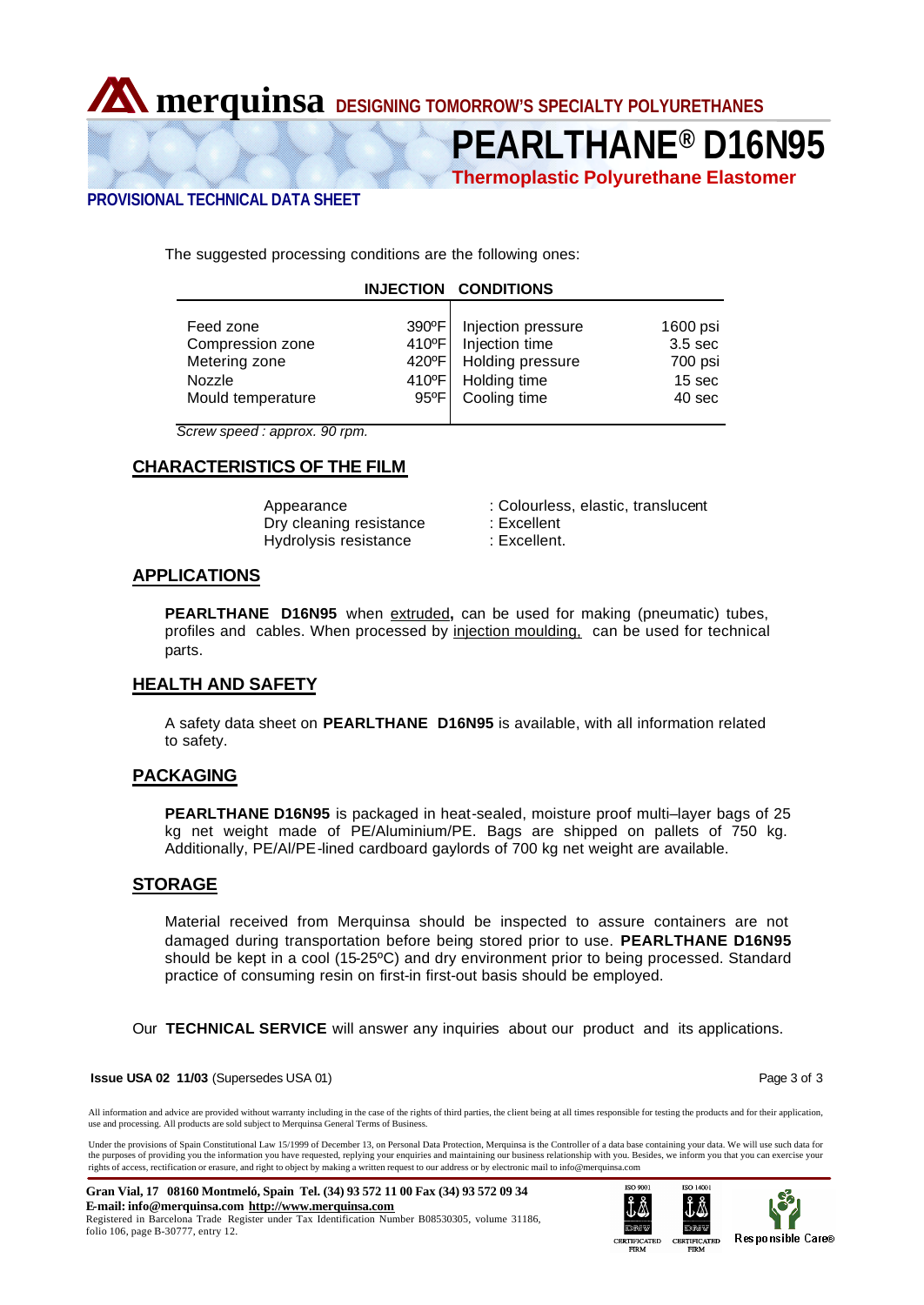The suggested processing conditions are the following ones:

**INJECTION CONDITIONS**

| | | | |
|---|---|---|---|
| Feed zone | 390ºF | Injection pressure | 1600 psi |
| Compression zone | 410ºF | Injection time | 3.5 sec |
| Metering zone | 420ºF | Holding pressure | 700 psi |
| Nozzle | 410ºF | Holding time | 15 sec |
| Mould temperature | 95ºF | Cooling time | 40 sec |

*Screw speed : approx. 90 rpm.*

## CHARACTERISTICS OF THE FILM

| | |
|---|---|
| Appearance | : Colourless, elastic, translucent |
| Dry cleaning resistance | : Excellent |
| Hydrolysis resistance | : Excellent. |

## APPLICATIONS

**PEARLTHANE D16N95** when extruded**,** can be used for making (pneumatic) tubes, profiles and cables. When processed by injection moulding, can be used for technical parts.

## HEALTH AND SAFETY

A safety data sheet on **PEARLTHANE D16N95** is available, with all information related to safety.

## PACKAGING

**PEARLTHANE D16N95** is packaged in heat-sealed, moisture proof multi–layer bags of 25 kg net weight made of PE/Aluminium/PE. Bags are shipped on pallets of 750 kg. Additionally, PE/Al/PE-lined cardboard gaylords of 700 kg net weight are available.

## STORAGE

Material received from Merquinsa should be inspected to assure containers are not damaged during transportation before being stored prior to use. **PEARLTHANE D16N95** should be kept in a cool (15-25ºC) and dry environment prior to being processed. Standard practice of consuming resin on first-in first-out basis should be employed.

Our **TECHNICAL SERVICE** will answer any inquiries about our product and its applications.

**Issue USA 02 11/03** (Supersedes USA 01)

All information and advice are provided without warranty including in the case of the rights of third parties, the client being at all times responsible for testing the products and for their application, use and processing. All products are sold subject to Merquinsa General Terms of Business.

Under the provisions of Spain Constitutional Law 15/1999 of December 13, on Personal Data Protection, Merquinsa is the Controller of a data base containing your data. We will use such data for the purposes of providing you the information you have requested, replying your enquiries and maintaining our business relationship with you. Besides, we inform you that you can exercise your rights of access, rectification or erasure, and right to object by making a written request to our address or by electronic mail to info@merquinsa.com

**Gran Vial, 17 08160 Montmeló, Spain Tel. (34) 93 572 11 00 Fax (34) 93 572 09 34**
**E-mail: info@merquinsa.com http://www.merquinsa.com**
Registered in Barcelona Trade Register under Tax Identification Number B08530305, volume 31186, folio 106, page B-30777, entry 12.

ISO 9001 CERTIFICATED FIRM ISO 14001 CERTIFICATED FIRM Responsible Care®